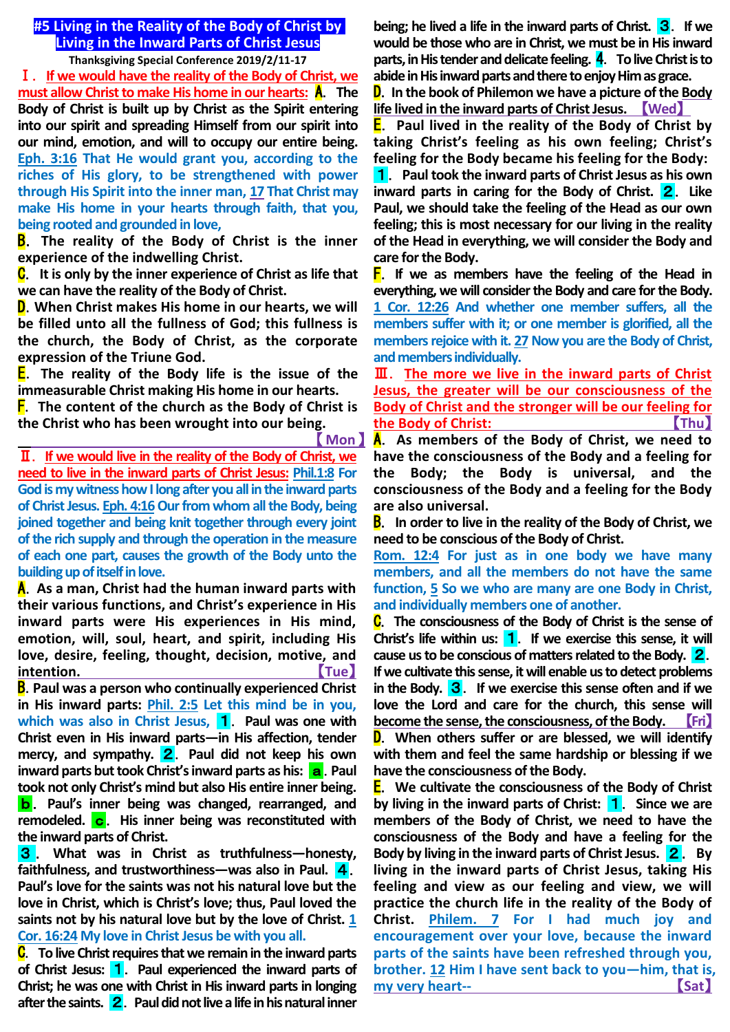# #5 Living in the Reality of the Body of Christ by Living in the Inward Parts of Christ Jesus

**Thanksgiving Special Conference 2019/2/11-17**

## Ⅰ. If we would have the reality of the Body of Christ, we must allow Christ to make His home in our hearts:

**A.** The Body of Christ is built up by Christ as the Spirit entering into our spirit and spreading Himself from our spirit into our mind, emotion, and will to occupy our entire being. Eph. 3:16 That He would grant you, according to the riches of His glory, to be strengthened with power through His Spirit into the inner man, 17 That Christ may make His home in your hearts through faith, that you, being rooted and grounded in love,

**B.** The reality of the Body of Christ is the inner experience of the indwelling Christ.

**C.** It is only by the inner experience of Christ as life that we can have the reality of the Body of Christ.

**D.** When Christ makes His home in our hearts, we will be filled unto all the fullness of God; this fullness is the church, the Body of Christ, as the corporate expression of the Triune God.

**E.** The reality of the Body life is the issue of the immeasurable Christ making His home in our hearts.

**F.** The content of the church as the Body of Christ is the Christ who has been wrought into our being.

【Mon】

## Ⅱ. If we would live in the reality of the Body of Christ, we need to live in the inward parts of Christ Jesus:

Phil.1:8 For God is my witness how I long after you all in the inward parts of Christ Jesus. Eph. 4:16 Out from whom all the Body, being joined together and being knit together through every joint of the rich supply and through the operation in the measure of each one part, causes the growth of the Body unto the building up of itself in love.

**A.** As a man, Christ had the human inward parts with their various functions, and Christ's experience in His inward parts were His experiences in His mind, emotion, will, soul, heart, and spirit, including His love, desire, feeling, thought, decision, motive, and intention.

【Tue】

**B.** Paul was a person who continually experienced Christ in His inward parts: Phil. 2:5 Let this mind be in you, which was also in Christ Jesus,
**1**. Paul was one with Christ even in His inward parts—in His affection, tender mercy, and sympathy. **2**. Paul did not keep his own inward parts but took Christ's inward parts as his: **a**. Paul took not only Christ's mind but also His entire inner being. **b**. Paul's inner being was changed, rearranged, and remodeled. **c**. His inner being was reconstituted with the inward parts of Christ.
**3**. What was in Christ as truthfulness—honesty, faithfulness, and trustworthiness—was also in Paul. **4**. Paul's love for the saints was not his natural love but the love in Christ, which is Christ's love; thus, Paul loved the saints not by his natural love but by the love of Christ. 1 Cor. 16:24 My love in Christ Jesus be with you all.

**C.** To live Christ requires that we remain in the inward parts of Christ Jesus: **1**. Paul experienced the inward parts of Christ; he was one with Christ in His inward parts in longing after the saints. **2**. Paul did not live a life in his natural inner being; he lived a life in the inward parts of Christ. **3**. If we would be those who are in Christ, we must be in His inward parts, in His tender and delicate feeling. **4**. To live Christ is to abide in His inward parts and there to enjoy Him as grace.

**D.** In the book of Philemon we have a picture of the Body life lived in the inward parts of Christ Jesus. 【Wed】

**E.** Paul lived in the reality of the Body of Christ by taking Christ's feeling as his own feeling; Christ's feeling for the Body became his feeling for the Body:
**1**. Paul took the inward parts of Christ Jesus as his own inward parts in caring for the Body of Christ. **2**. Like Paul, we should take the feeling of the Head as our own feeling; this is most necessary for our living in the reality of the Head in everything, we will consider the Body and care for the Body.

**F.** If we as members have the feeling of the Head in everything, we will consider the Body and care for the Body. 1 Cor. 12:26 And whether one member suffers, all the members suffer with it; or one member is glorified, all the members rejoice with it. 27 Now you are the Body of Christ, and members individually.

## Ⅲ. The more we live in the inward parts of Christ Jesus, the greater will be our consciousness of the Body of Christ and the stronger will be our feeling for the Body of Christ:

【Thu】

**A.** As members of the Body of Christ, we need to have the consciousness of the Body and a feeling for the Body; the Body is universal, and the consciousness of the Body and a feeling for the Body are also universal.

**B.** In order to live in the reality of the Body of Christ, we need to be conscious of the Body of Christ.
Rom. 12:4 For just as in one body we have many members, and all the members do not have the same function, 5 So we who are many are one Body in Christ, and individually members one of another.

**C.** The consciousness of the Body of Christ is the sense of Christ's life within us: **1**. If we exercise this sense, it will cause us to be conscious of matters related to the Body. **2**. If we cultivate this sense, it will enable us to detect problems in the Body. **3**. If we exercise this sense often and if we love the Lord and care for the church, this sense will become the sense, the consciousness, of the Body. 【Fri】

**D.** When others suffer or are blessed, we will identify with them and feel the same hardship or blessing if we have the consciousness of the Body.

**E.** We cultivate the consciousness of the Body of Christ by living in the inward parts of Christ: **1**. Since we are members of the Body of Christ, we need to have the consciousness of the Body and have a feeling for the Body by living in the inward parts of Christ Jesus. **2**. By living in the inward parts of Christ Jesus, taking His feeling and view as our feeling and view, we will practice the church life in the reality of the Body of Christ. Philem. 7 For I had much joy and encouragement over your love, because the inward parts of the saints have been refreshed through you, brother. 12 Him I have sent back to you—him, that is, my very heart--

【Sat】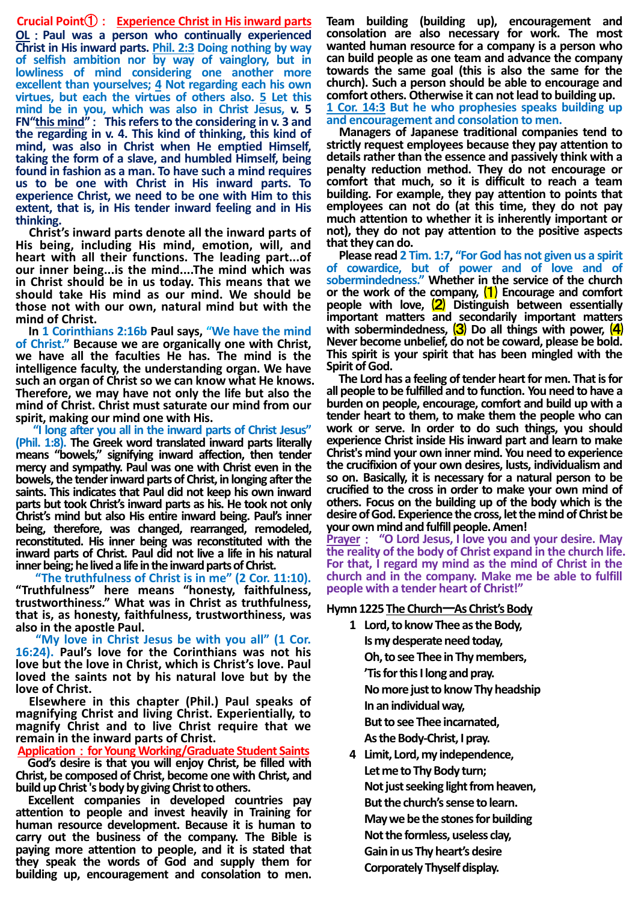## Crucial Point①： Experience Christ in His inward parts

**OL：Paul was a person who continually experienced Christ in His inward parts.** **Phil. 2:3 Doing nothing by way of selfish ambition nor by way of vainglory, but in lowliness of mind considering one another more excellent than yourselves; 4 Not regarding each his own virtues, but each the virtues of others also. 5 Let this mind be in you, which was also in Christ Jesus, v. 5 FN"this mind"： This refers to the considering in v. 3 and the regarding in v. 4. This kind of thinking, this kind of mind, was also in Christ when He emptied Himself, taking the form of a slave, and humbled Himself, being found in fashion as a man. To have such a mind requires us to be one with Christ in His inward parts. To experience Christ, we need to be one with Him to this extent, that is, in His tender inward feeling and in His thinking.**

Christ's inward parts denote all the inward parts of His being, including His mind, emotion, will, and heart with all their functions. The leading part...of our inner being...is the mind....The mind which was in Christ should be in us today. This means that we should take His mind as our mind. We should be those not with our own, natural mind but with the mind of Christ.

In 1 Corinthians 2:16b Paul says, "We have the mind of Christ." Because we are organically one with Christ, we have all the faculties He has. The mind is the intelligence faculty, the understanding organ. We have such an organ of Christ so we can know what He knows. Therefore, we may have not only the life but also the mind of Christ. Christ must saturate our mind from our spirit, making our mind one with His.

"I long after you all in the inward parts of Christ Jesus" (Phil. 1:8). The Greek word translated inward parts literally means "bowels," signifying inward affection, then tender mercy and sympathy. Paul was one with Christ even in the bowels, the tender inward parts of Christ, in longing after the saints. This indicates that Paul did not keep his own inward parts but took Christ's inward parts as his. He took not only Christ's mind but also His entire inward being. Paul's inner being, therefore, was changed, rearranged, remodeled, reconstituted. His inner being was reconstituted with the inward parts of Christ. Paul did not live a life in his natural inner being; he lived a life in the inward parts of Christ.

"The truthfulness of Christ is in me" (2 Cor. 11:10). "Truthfulness" here means "honesty, faithfulness, trustworthiness." What was in Christ as truthfulness, that is, as honesty, faithfulness, trustworthiness, was also in the apostle Paul.

"My love in Christ Jesus be with you all" (1 Cor. 16:24). Paul's love for the Corinthians was not his love but the love in Christ, which is Christ's love. Paul loved the saints not by his natural love but by the love of Christ.

Elsewhere in this chapter (Phil.) Paul speaks of magnifying Christ and living Christ. Experientially, to magnify Christ and to live Christ require that we remain in the inward parts of Christ.

### Application：for Young Working/Graduate Student Saints

God's desire is that you will enjoy Christ, be filled with Christ, be composed of Christ, become one with Christ, and build up Christ's body by giving Christ to others.

Excellent companies in developed countries pay attention to people and invest heavily in Training for human resource development. Because it is human to carry out the business of the company. The Bible is paying more attention to people, and it is stated that they speak the words of God and supply them for building up, encouragement and consolation to men. Team building (building up), encouragement and consolation are also necessary for work. The most wanted human resource for a company is a person who can build people as one team and advance the company towards the same goal (this is also the same for the church). Such a person should be able to encourage and comfort others. Otherwise it can not lead to building up.

**1 Cor. 14:3 But he who prophesies speaks building up and encouragement and consolation to men.**

Managers of Japanese traditional companies tend to strictly request employees because they pay attention to details rather than the essence and passively think with a penalty reduction method. They do not encourage or comfort that much, so it is difficult to reach a team building. For example, they pay attention to points that employees can not do (at this time, they do not pay much attention to whether it is inherently important or not), they do not pay attention to the positive aspects that they can do.

Please read 2 Tim. 1:7, "For God has not given us a spirit of cowardice, but of power and of love and of sobermindedness." Whether in the service of the church or the work of the company, (1) Encourage and comfort people with love, (2) Distinguish between essentially important matters and secondarily important matters with sobermindedness, (3) Do all things with power, (4) Never become unbelief, do not be coward, please be bold. This spirit is your spirit that has been mingled with the Spirit of God.

The Lord has a feeling of tender heart for men. That is for all people to be fulfilled and to function. You need to have a burden on people, encourage, comfort and build up with a tender heart to them, to make them the people who can work or serve. In order to do such things, you should experience Christ inside His inward part and learn to make Christ's mind your own inner mind. You need to experience the crucifixion of your own desires, lusts, individualism and so on. Basically, it is necessary for a natural person to be crucified to the cross in order to make your own mind of others. Focus on the building up of the body which is the desire of God. Experience the cross, let the mind of Christ be your own mind and fulfill people. Amen!

**Prayer： "O Lord Jesus, I love you and your desire. May the reality of the body of Christ expand in the church life. For that, I regard my mind as the mind of Christ in the church and in the company. Make me be able to fulfill people with a tender heart of Christ!"**

### Hymn 1225 The Church—As Christ's Body

1 Lord, to know Thee as the Body,
Is my desperate need today,
Oh, to see Thee in Thy members,
'Tis for this I long and pray.
No more just to know Thy headship
In an individual way,
But to see Thee incarnated,
As the Body-Christ, I pray.

4 Limit, Lord, my independence,
Let me to Thy Body turn;
Not just seeking light from heaven,
But the church's sense to learn.
May we be the stones for building
Not the formless, useless clay,
Gain in us Thy heart's desire
Corporately Thyself display.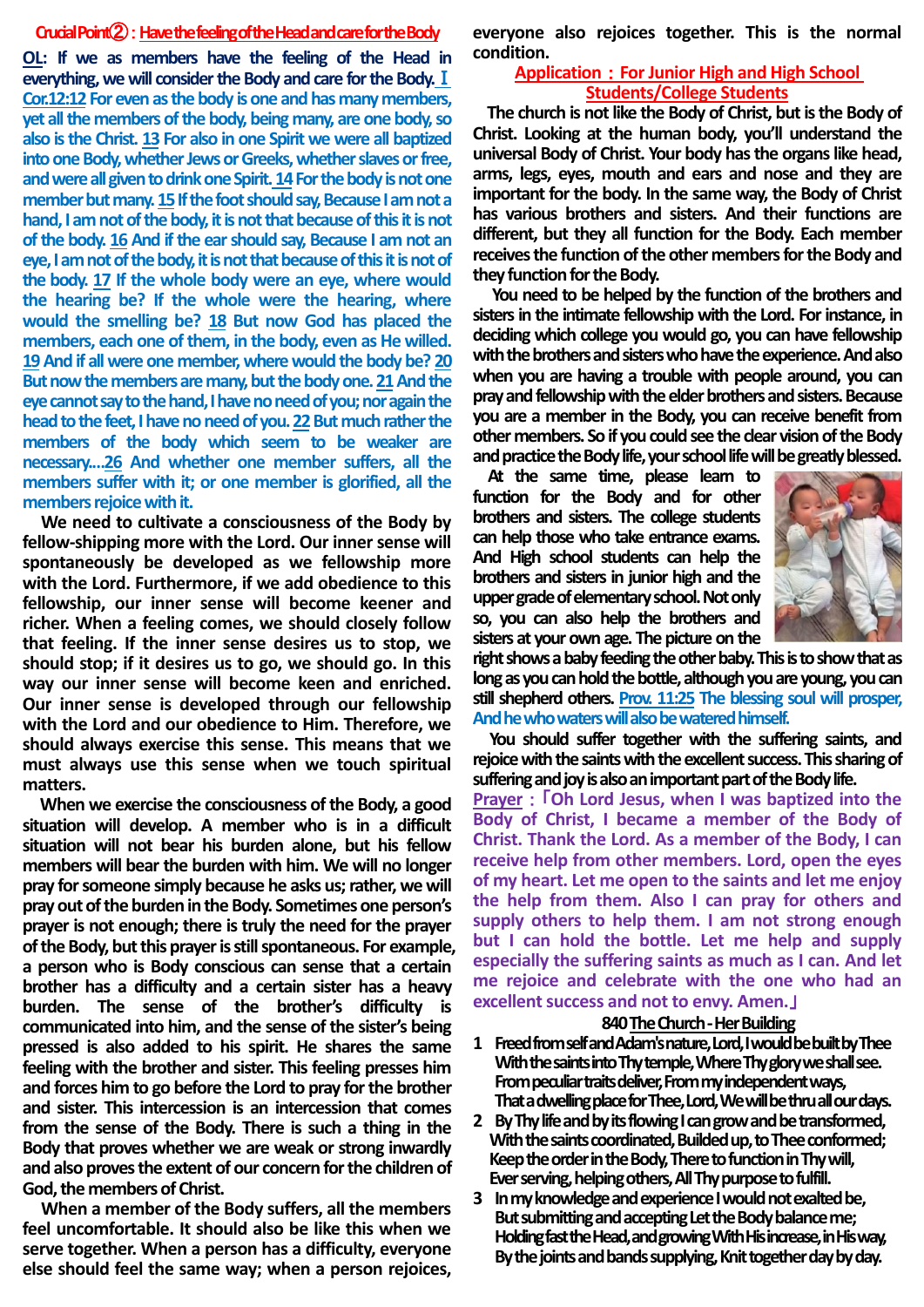## Crucial Point②：Have the feeling of the Head and care for the Body

**OL: If we as members have the feeling of the Head in everything, we will consider the Body and care for the Body.** I Cor.12:12 For even as the body is one and has many members, yet all the members of the body, being many, are one body, so also is the Christ. 13 For also in one Spirit we were all baptized into one Body, whether Jews or Greeks, whether slaves or free, and were all given to drink one Spirit. 14 For the body is not one member but many. 15 If the foot should say, Because I am not a hand, I am not of the body, it is not that because of this it is not of the body. 16 And if the ear should say, Because I am not an eye, I am not of the body, it is not that because of this it is not of the body. 17 If the whole body were an eye, where would the hearing be? If the whole were the hearing, where would the smelling be? 18 But now God has placed the members, each one of them, in the body, even as He willed. 19 And if all were one member, where would the body be? 20 But now the members are many, but the body one. 21 And the eye cannot say to the hand, I have no need of you; nor again the head to the feet, I have no need of you. 22 But much rather the members of the body which seem to be weaker are necessary....26 And whether one member suffers, all the members suffer with it; or one member is glorified, all the members rejoice with it.

We need to cultivate a consciousness of the Body by fellow-shipping more with the Lord. Our inner sense will spontaneously be developed as we fellowship more with the Lord. Furthermore, if we add obedience to this fellowship, our inner sense will become keener and richer. When a feeling comes, we should closely follow that feeling. If the inner sense desires us to stop, we should stop; if it desires us to go, we should go. In this way our inner sense will become keen and enriched. Our inner sense is developed through our fellowship with the Lord and our obedience to Him. Therefore, we should always exercise this sense. This means that we must always use this sense when we touch spiritual matters.

When we exercise the consciousness of the Body, a good situation will develop. A member who is in a difficult situation will not bear his burden alone, but his fellow members will bear the burden with him. We will no longer pray for someone simply because he asks us; rather, we will pray out of the burden in the Body. Sometimes one person's prayer is not enough; there is truly the need for the prayer of the Body, but this prayer is still spontaneous. For example, a person who is Body conscious can sense that a certain brother has a difficulty and a certain sister has a heavy burden. The sense of the brother's difficulty is communicated into him, and the sense of the sister's being pressed is also added to his spirit. He shares the same feeling with the brother and sister. This feeling presses him and forces him to go before the Lord to pray for the brother and sister. This intercession is an intercession that comes from the sense of the Body. There is such a thing in the Body that proves whether we are weak or strong inwardly and also proves the extent of our concern for the children of God, the members of Christ.

When a member of the Body suffers, all the members feel uncomfortable. It should also be like this when we serve together. When a person has a difficulty, everyone else should feel the same way; when a person rejoices, everyone also rejoices together. This is the normal condition.

### Application：For Junior High and High School Students/College Students

The church is not like the Body of Christ, but is the Body of Christ. Looking at the human body, you'll understand the universal Body of Christ. Your body has the organs like head, arms, legs, eyes, mouth and ears and nose and they are important for the body. In the same way, the Body of Christ has various brothers and sisters. And their functions are different, but they all function for the Body. Each member receives the function of the other members for the Body and they function for the Body.

You need to be helped by the function of the brothers and sisters in the intimate fellowship with the Lord. For instance, in deciding which college you would go, you can have fellowship with the brothers and sisters who have the experience. And also when you are having a trouble with people around, you can pray and fellowship with the elder brothers and sisters. Because you are a member in the Body, you can receive benefit from other members. So if you could see the clear vision of the Body and practice the Body life, your school life will be greatly blessed.

At the same time, please learn to function for the Body and for other brothers and sisters. The college students can help those who take entrance exams. And High school students can help the brothers and sisters in junior high and the upper grade of elementary school. Not only so, you can also help the brothers and sisters at your own age. The picture on the right shows a baby feeding the other baby. This is to show that as long as you can hold the bottle, although you are young, you can still shepherd others. Prov. 11:25 The blessing soul will prosper, And he who waters will also be watered himself.

You should suffer together with the suffering saints, and rejoice with the saints with the excellent success. This sharing of suffering and joy is also an important part of the Body life.

**Prayer**：「Oh Lord Jesus, when I was baptized into the Body of Christ, I became a member of the Body of Christ. Thank the Lord. As a member of the Body, I can receive help from other members. Lord, open the eyes of my heart. Let me open to the saints and let me enjoy the help from them. Also I can pray for others and supply others to help them. I am not strong enough but I can hold the bottle. Let me help and supply especially the suffering saints as much as I can. And let me rejoice and celebrate with the one who had an excellent success and not to envy. Amen.」

**840 The Church - Her Building**

1 Freed from self and Adam's nature, Lord, I would be built by Thee  
With the saints into Thy temple, Where Thy glory we shall see.  
From peculiar traits deliver, From my independent ways,  
That a dwelling place for Thee, Lord, We will be thru all our days.

2 By Thy life and by its flowing I can grow and be transformed,  
With the saints coordinated, Builded up, to Thee conformed;  
Keep the order in the Body, There to function in Thy will,  
Ever serving, helping others, All Thy purpose to fulfill.

3 In my knowledge and experience I would not exalted be,  
But submitting and accepting Let the Body balance me;  
Holding fast the Head, and growing With His increase, in His way,  
By the joints and bands supplying, Knit together day by day.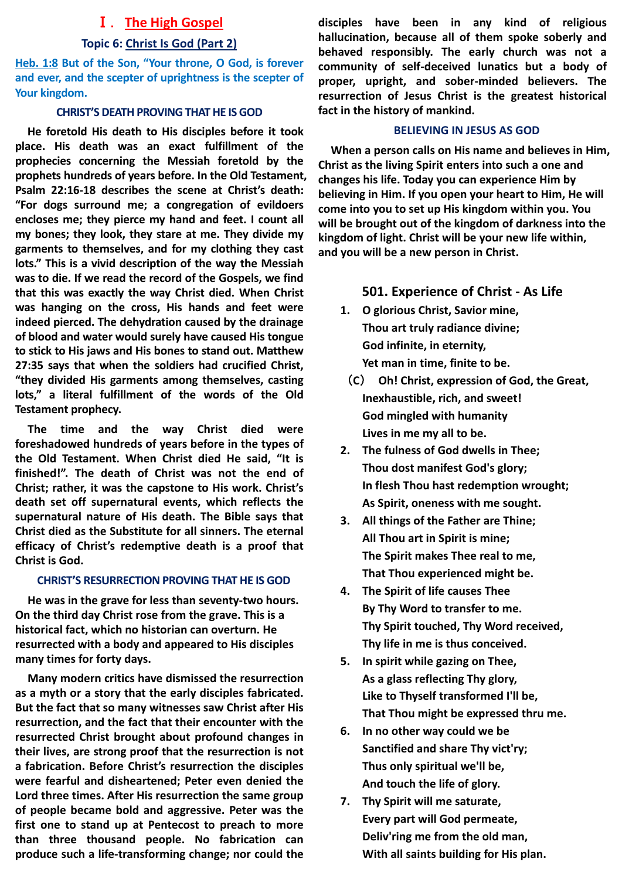# Ⅰ. The High Gospel

## Topic 6: Christ Is God (Part 2)

**Heb. 1:8 But of the Son, "Your throne, O God, is forever and ever, and the scepter of uprightness is the scepter of Your kingdom.**

### CHRIST'S DEATH PROVING THAT HE IS GOD

He foretold His death to His disciples before it took place. His death was an exact fulfillment of the prophecies concerning the Messiah foretold by the prophets hundreds of years before. In the Old Testament, Psalm 22:16-18 describes the scene at Christ's death: "For dogs surround me; a congregation of evildoers encloses me; they pierce my hand and feet. I count all my bones; they look, they stare at me. They divide my garments to themselves, and for my clothing they cast lots." This is a vivid description of the way the Messiah was to die. If we read the record of the Gospels, we find that this was exactly the way Christ died. When Christ was hanging on the cross, His hands and feet were indeed pierced. The dehydration caused by the drainage of blood and water would surely have caused His tongue to stick to His jaws and His bones to stand out. Matthew 27:35 says that when the soldiers had crucified Christ, "they divided His garments among themselves, casting lots," a literal fulfillment of the words of the Old Testament prophecy.

The time and the way Christ died were foreshadowed hundreds of years before in the types of the Old Testament. When Christ died He said, "It is finished!". The death of Christ was not the end of Christ; rather, it was the capstone to His work. Christ's death set off supernatural events, which reflects the supernatural nature of His death. The Bible says that Christ died as the Substitute for all sinners. The eternal efficacy of Christ's redemptive death is a proof that Christ is God.

### CHRIST'S RESURRECTION PROVING THAT HE IS GOD

He was in the grave for less than seventy-two hours. On the third day Christ rose from the grave. This is a historical fact, which no historian can overturn. He resurrected with a body and appeared to His disciples many times for forty days.

Many modern critics have dismissed the resurrection as a myth or a story that the early disciples fabricated. But the fact that so many witnesses saw Christ after His resurrection, and the fact that their encounter with the resurrected Christ brought about profound changes in their lives, are strong proof that the resurrection is not a fabrication. Before Christ's resurrection the disciples were fearful and disheartened; Peter even denied the Lord three times. After His resurrection the same group of people became bold and aggressive. Peter was the first one to stand up at Pentecost to preach to more than three thousand people. No fabrication can produce such a life-transforming change; nor could the disciples have been in any kind of religious hallucination, because all of them spoke soberly and behaved responsibly. The early church was not a community of self-deceived lunatics but a body of proper, upright, and sober-minded believers. The resurrection of Jesus Christ is the greatest historical fact in the history of mankind.

### BELIEVING IN JESUS AS GOD

When a person calls on His name and believes in Him, Christ as the living Spirit enters into such a one and changes his life. Today you can experience Him by believing in Him. If you open your heart to Him, He will come into you to set up His kingdom within you. You will be brought out of the kingdom of darkness into the kingdom of light. Christ will be your new life within, and you will be a new person in Christ.

### 501. Experience of Christ - As Life

1. O glorious Christ, Savior mine,
   Thou art truly radiance divine;
   God infinite, in eternity,
   Yet man in time, finite to be.

(C) Oh! Christ, expression of God, the Great,
   Inexhaustible, rich, and sweet!
   God mingled with humanity
   Lives in me my all to be.

2. The fulness of God dwells in Thee;
   Thou dost manifest God's glory;
   In flesh Thou hast redemption wrought;
   As Spirit, oneness with me sought.

3. All things of the Father are Thine;
   All Thou art in Spirit is mine;
   The Spirit makes Thee real to me,
   That Thou experienced might be.

4. The Spirit of life causes Thee
   By Thy Word to transfer to me.
   Thy Spirit touched, Thy Word received,
   Thy life in me is thus conceived.

5. In spirit while gazing on Thee,
   As a glass reflecting Thy glory,
   Like to Thyself transformed I'll be,
   That Thou might be expressed thru me.

6. In no other way could we be
   Sanctified and share Thy vict'ry;
   Thus only spiritual we'll be,
   And touch the life of glory.

7. Thy Spirit will me saturate,
   Every part will God permeate,
   Deliv'ring me from the old man,
   With all saints building for His plan.